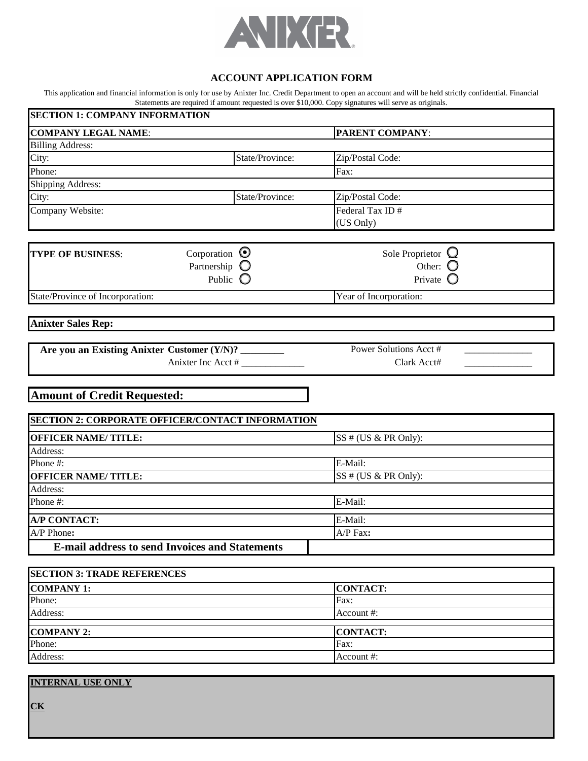ANIXTER

# ACCOUNT APPLICATION FORM

This application and financial information is only for use by Anixter Inc. Credit Department to open an account and will be held strictly confidential. Financial Statements are required if amount requested is over $10,000. Copy signatures will serve as originals.

| SECTION 1: COMPANY INFORMATION | | |
|---|---|---|
| **COMPANY LEGAL NAME**: | | **PARENT COMPANY**: |
| Billing Address: | | |
| City: | State/Province: | Zip/Postal Code: |
| Phone: | | Fax: |
| Shipping Address: | | |
| City: | State/Province: | Zip/Postal Code: |
| Company Website: | | Federal Tax ID # (US Only) |

| **TYPE OF BUSINESS**: | Corporation ◉ Partnership ○ Public ○ | Sole Proprietor ○ Other: ○ Private ○ |
|---|---|---|
| State/Province of Incorporation: | | Year of Incorporation: |

**Anixter Sales Rep:**

**Are you an Existing Anixter Customer (Y/N)?** ________
Anixter Inc Acct # ____________
Power Solutions Acct # ____________
Clark Acct# ____________

## Amount of Credit Requested:

| SECTION 2: CORPORATE OFFICER/CONTACT INFORMATION | |
|---|---|
| **OFFICER NAME/ TITLE:** | SS # (US & PR Only): |
| Address: | |
| Phone #: | E-Mail: |
| **OFFICER NAME/ TITLE:** | SS # (US & PR Only): |
| Address: | |
| Phone #: | E-Mail: |
| **A/P CONTACT:** | E-Mail: |
| A/P Phone: | A/P Fax: |
| **E-mail address to send Invoices and Statements** | |

| SECTION 3: TRADE REFERENCES | |
|---|---|
| **COMPANY 1:** | **CONTACT:** |
| Phone: | Fax: |
| Address: | Account #: |
| **COMPANY 2:** | **CONTACT:** |
| Phone: | Fax: |
| Address: | Account #: |

**INTERNAL USE ONLY**

**CK**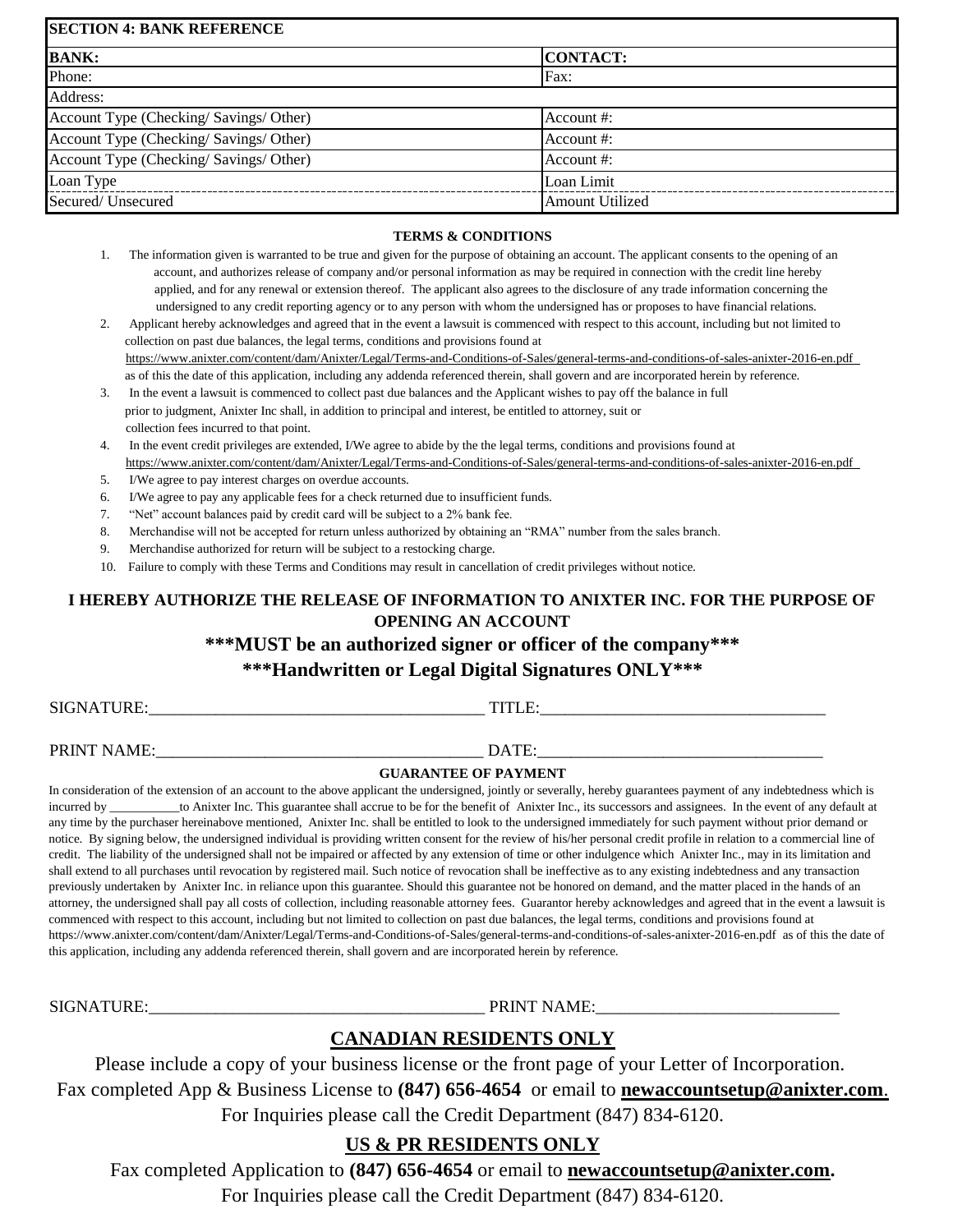| SECTION 4: BANK REFERENCE | |
|---|---|
| **BANK:** | **CONTACT:** |
| Phone: | Fax: |
| Address: | |
| Account Type (Checking/ Savings/ Other) | Account #: |
| Account Type (Checking/ Savings/ Other) | Account #: |
| Account Type (Checking/ Savings/ Other) | Account #: |
| Loan Type | Loan Limit |
| Secured/ Unsecured | Amount Utilized |

**TERMS & CONDITIONS**

1. The information given is warranted to be true and given for the purpose of obtaining an account. The applicant consents to the opening of an account, and authorizes release of company and/or personal information as may be required in connection with the credit line hereby applied, and for any renewal or extension thereof. The applicant also agrees to the disclosure of any trade information concerning the undersigned to any credit reporting agency or to any person with whom the undersigned has or proposes to have financial relations.
2. Applicant hereby acknowledges and agreed that in the event a lawsuit is commenced with respect to this account, including but not limited to collection on past due balances, the legal terms, conditions and provisions found at https://www.anixter.com/content/dam/Anixter/Legal/Terms-and-Conditions-of-Sales/general-terms-and-conditions-of-sales-anixter-2016-en.pdf as of this the date of this application, including any addenda referenced therein, shall govern and are incorporated herein by reference.
3. In the event a lawsuit is commenced to collect past due balances and the Applicant wishes to pay off the balance in full prior to judgment, Anixter Inc shall, in addition to principal and interest, be entitled to attorney, suit or collection fees incurred to that point.
4. In the event credit privileges are extended, I/We agree to abide by the the legal terms, conditions and provisions found at https://www.anixter.com/content/dam/Anixter/Legal/Terms-and-Conditions-of-Sales/general-terms-and-conditions-of-sales-anixter-2016-en.pdf
5. I/We agree to pay interest charges on overdue accounts.
6. I/We agree to pay any applicable fees for a check returned due to insufficient funds.
7. "Net" account balances paid by credit card will be subject to a 2% bank fee.
8. Merchandise will not be accepted for return unless authorized by obtaining an "RMA" number from the sales branch.
9. Merchandise authorized for return will be subject to a restocking charge.
10. Failure to comply with these Terms and Conditions may result in cancellation of credit privileges without notice.

**I HEREBY AUTHORIZE THE RELEASE OF INFORMATION TO ANIXTER INC. FOR THE PURPOSE OF OPENING AN ACCOUNT**

**\*\*\*MUST be an authorized signer or officer of the company\*\*\***

**\*\*\*Handwritten or Legal Digital Signatures ONLY\*\*\***

SIGNATURE:_________________________________________ TITLE:___________________________________

PRINT NAME:________________________________________ DATE:___________________________________

**GUARANTEE OF PAYMENT**

In consideration of the extension of an account to the above applicant the undersigned, jointly or severally, hereby guarantees payment of any indebtedness which is incurred by ___________to Anixter Inc. This guarantee shall accrue to be for the benefit of Anixter Inc., its successors and assignees. In the event of any default at any time by the purchaser hereinabove mentioned, Anixter Inc. shall be entitled to look to the undersigned immediately for such payment without prior demand or notice. By signing below, the undersigned individual is providing written consent for the review of his/her personal credit profile in relation to a commercial line of credit. The liability of the undersigned shall not be impaired or affected by any extension of time or other indulgence which Anixter Inc., may in its limitation and shall extend to all purchases until revocation by registered mail. Such notice of revocation shall be ineffective as to any existing indebtedness and any transaction previously undertaken by Anixter Inc. in reliance upon this guarantee. Should this guarantee not be honored on demand, and the matter placed in the hands of an attorney, the undersigned shall pay all costs of collection, including reasonable attorney fees. Guarantor hereby acknowledges and agreed that in the event a lawsuit is commenced with respect to this account, including but not limited to collection on past due balances, the legal terms, conditions and provisions found at https://www.anixter.com/content/dam/Anixter/Legal/Terms-and-Conditions-of-Sales/general-terms-and-conditions-of-sales-anixter-2016-en.pdf as of this the date of this application, including any addenda referenced therein, shall govern and are incorporated herein by reference.

SIGNATURE:_________________________________________ PRINT NAME:______________________________

## CANADIAN RESIDENTS ONLY

Please include a copy of your business license or the front page of your Letter of Incorporation.

Fax completed App & Business License to **(847) 656-4654** or email to **newaccountsetup@anixter.com**.

For Inquiries please call the Credit Department (847) 834-6120.

## US & PR RESIDENTS ONLY

Fax completed Application to **(847) 656-4654** or email to **newaccountsetup@anixter.com.**

For Inquiries please call the Credit Department (847) 834-6120.